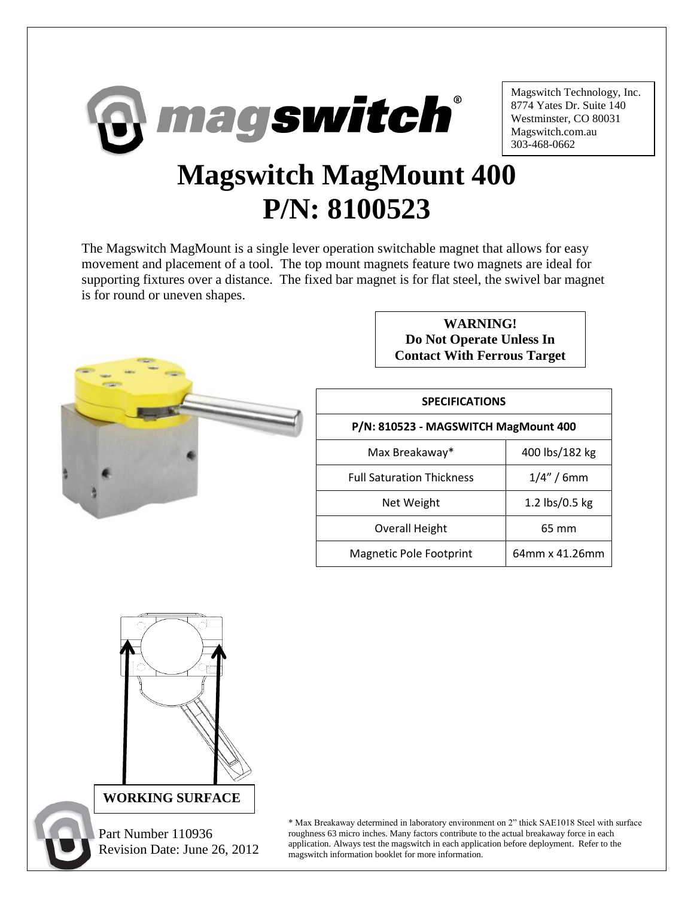Magswitch Technology, Inc.
8774 Yates Dr. Suite 140
Westminster, CO 80031
Magswitch.com.au
303-468-0662

# Magswitch MagMount 400
# P/N: 8100523

The Magswitch MagMount is a single lever operation switchable magnet that allows for easy movement and placement of a tool. The top mount magnets feature two magnets are ideal for supporting fixtures over a distance. The fixed bar magnet is for flat steel, the swivel bar magnet is for round or uneven shapes.

**WARNING!**
**Do Not Operate Unless In Contact With Ferrous Target**

| SPECIFICATIONS | |
|---|---|
| P/N: 810523 - MAGSWITCH MagMount 400 | |
| Max Breakaway* | 400 lbs/182 kg |
| Full Saturation Thickness | 1/4" / 6mm |
| Net Weight | 1.2 lbs/0.5 kg |
| Overall Height | 65 mm |
| Magnetic Pole Footprint | 64mm x 41.26mm |

**WORKING SURFACE**

Part Number 110936
Revision Date: June 26, 2012

* Max Breakaway determined in laboratory environment on 2" thick SAE1018 Steel with surface roughness 63 micro inches. Many factors contribute to the actual breakaway force in each application. Always test the magswitch in each application before deployment. Refer to the magswitch information booklet for more information.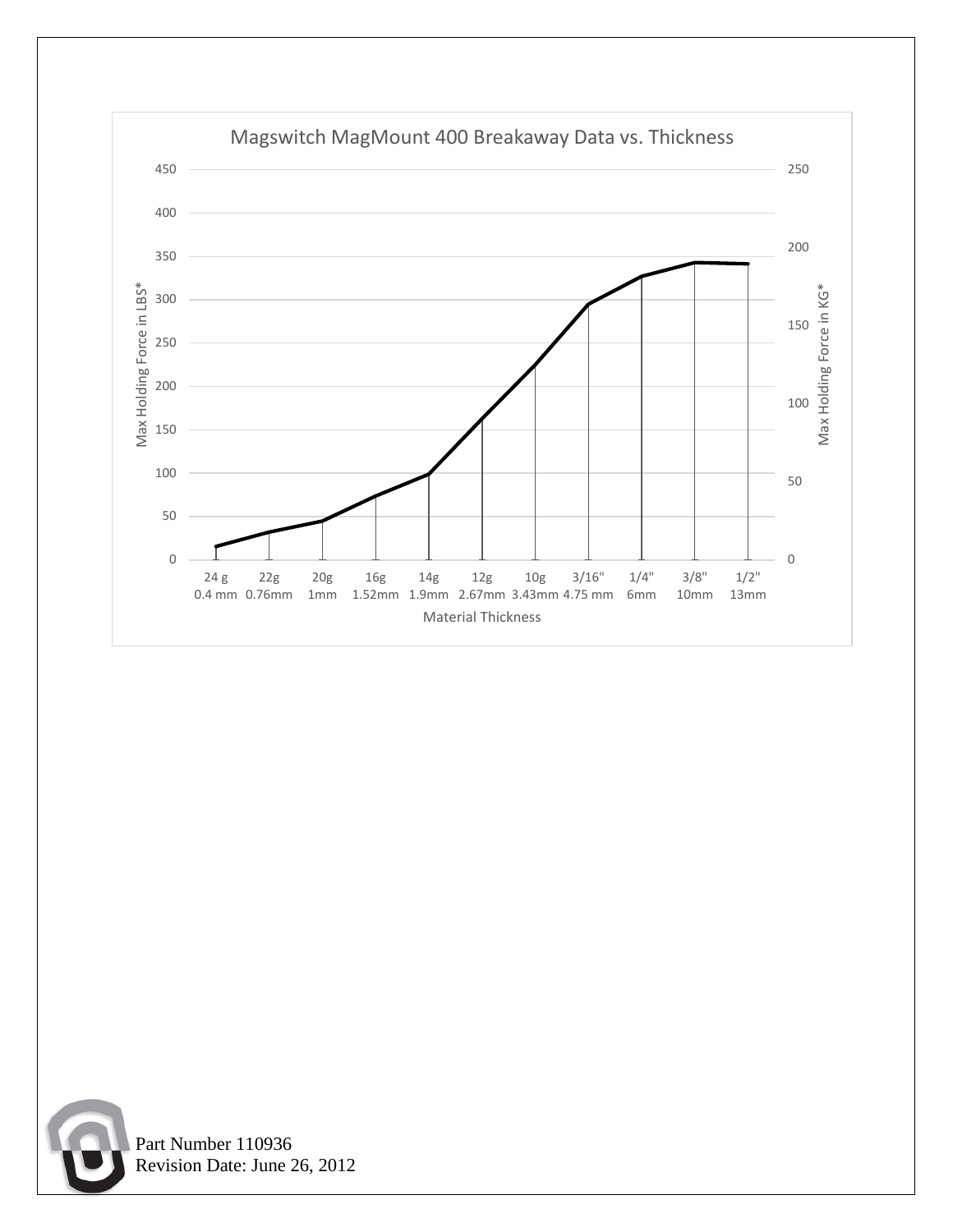## Magswitch MagMount 400 Breakaway Data vs. Thickness

Max Holding Force in LBS* | Max Holding Force in KG*

| Material Thickness | |
|---|---|
| 24 g | 0.4 mm |
| 22g | 0.76mm |
| 20g | 1mm |
| 16g | 1.52mm |
| 14g | 1.9mm |
| 12g | 2.67mm |
| 10g | 3.43mm |
| 3/16" | 4.75 mm |
| 1/4" | 6mm |
| 3/8" | 10mm |
| 1/2" | 13mm |

Left axis (LBS*): 0, 50, 100, 150, 200, 250, 300, 350, 400, 450

Right axis (KG*): 0, 50, 100, 150, 200, 250

Part Number 110936
Revision Date: June 26, 2012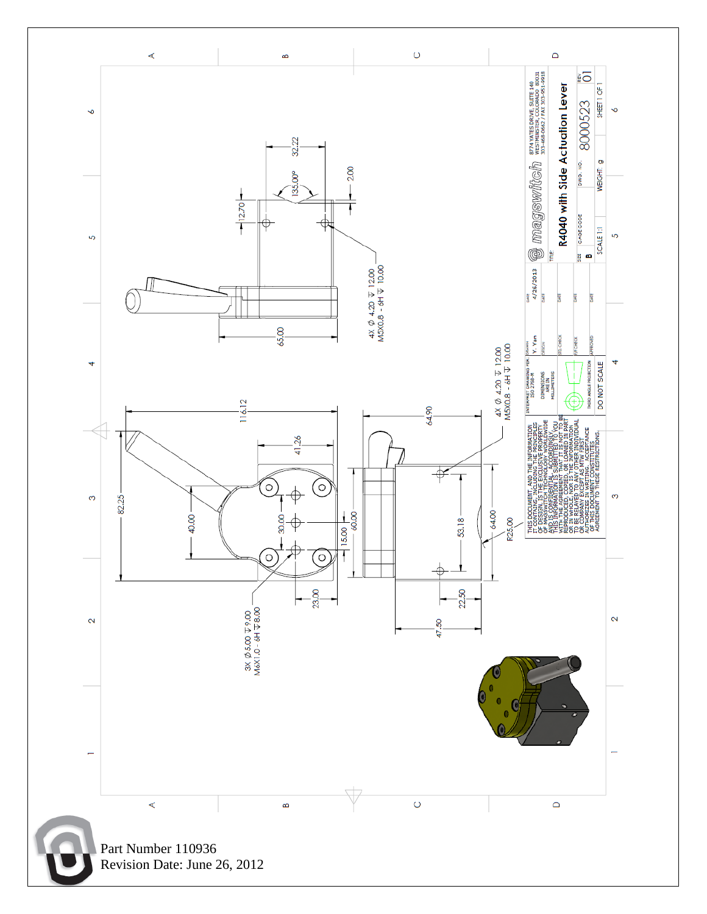# R4040 with Side Actuation Lever

magswitch

8774 YATES DRIVE, SUITE 140
WESTMINSTER, COLORADO 80031
303-468-0662 / FAX 303-451-9918

| | | | | |
|---|---|---|---|---|
| DRAWN Y. Yan | DATE 4/26/2013 | TITLE: R4040 with Side Actuation Lever | | |
| DESIGN | DATE | SIZE B | CAGE CODE | DWG. NO. 8000523 | REV 01 |
| STD. CHECK | DATE | SCALE 1:1 | WEIGHT: g | SHEET 1 OF 1 |
| FF CHECK | DATE | | | |
| APPROVED | DATE | | | |

INTERPRET DRAWING PER ISO 2768-M

DIMENSIONS ARE IN MILLIMETERS

THIRD ANGLE PROJECTION

DO NOT SCALE

THIS DOCUMENT, AND THE INFORMATION IT CONTAINS INCLUDING THE PRINCIPLES OF DESIGN, IS THE EXCLUSIVE PROPERTY OF MAGSWITCH TECHNOLOGY WORLDWIDE AND IS CONFIDENTIAL. ACCORDINGLY, THIS INFORMATION IS SUBMITTED TO YOU WITH THE AGREEMENT THAT IT IS NOT TO BE REPRODUCED, COPIED, OR LOANED IN PART OR IN WHOLE, NOR IS THE INFORMATION TO BE RELAYED TO ANY OTHER INDIVIDUAL OR COMPANY EXCEPT AS MTW FIRST AUTHORIZES IN WRITING. ACCEPTANCE OF THIS DOCUMENT CONSTITUTES AGREEMENT TO THESE RESTRICTIONS.

32.22
135.00°
2.00
12.70
65.00
4X Ø 4.20 ↧ 12.00
M5X0.8 - 6H ↧ 10.00
116.12
41.26
82.25
40.00
30.00
15.00
60.00
23.00
3X Ø 5.00 ↧ 9.00
M6X1.0 - 6H ↧ 8.00
64.90
4X Ø 4.20 ↧ 12.00
M5X0.8 - 6H ↧ 10.00
53.18
64.00
R25.00
22.50
47.50

Part Number 110936
Revision Date: June 26, 2012